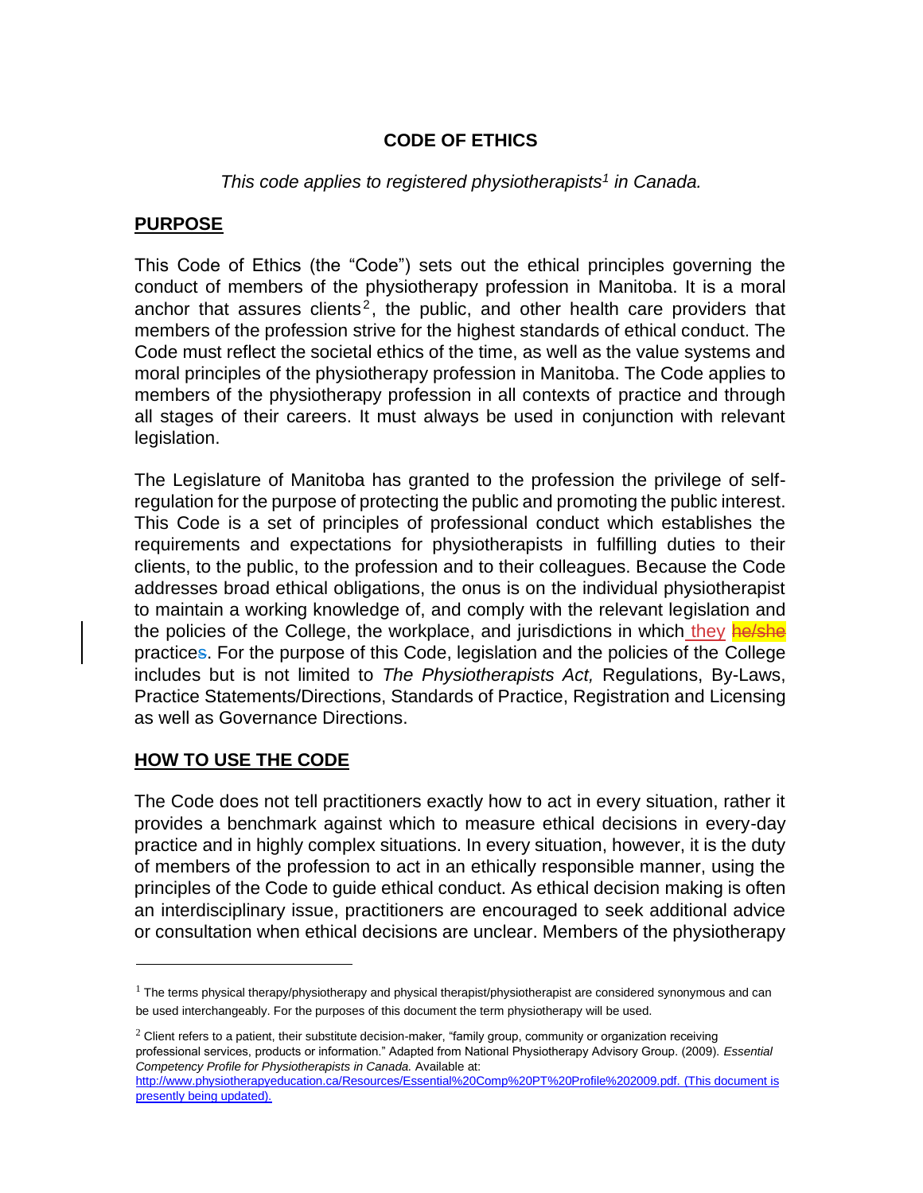# CODE OF ETHICS

*This code applies to registered physiotherapists[1] in Canada.*

## PURPOSE

This Code of Ethics (the "Code") sets out the ethical principles governing the conduct of members of the physiotherapy profession in Manitoba. It is a moral anchor that assures clients[2], the public, and other health care providers that members of the profession strive for the highest standards of ethical conduct. The Code must reflect the societal ethics of the time, as well as the value systems and moral principles of the physiotherapy profession in Manitoba. The Code applies to members of the physiotherapy profession in all contexts of practice and through all stages of their careers. It must always be used in conjunction with relevant legislation.

The Legislature of Manitoba has granted to the profession the privilege of self-regulation for the purpose of protecting the public and promoting the public interest. This Code is a set of principles of professional conduct which establishes the requirements and expectations for physiotherapists in fulfilling duties to their clients, to the public, to the profession and to their colleagues. Because the Code addresses broad ethical obligations, the onus is on the individual physiotherapist to maintain a working knowledge of, and comply with the relevant legislation and the policies of the College, the workplace, and jurisdictions in which they ~~he/she~~ practice~~s~~. For the purpose of this Code, legislation and the policies of the College includes but is not limited to *The Physiotherapists Act,* Regulations, By-Laws, Practice Statements/Directions, Standards of Practice, Registration and Licensing as well as Governance Directions.

## HOW TO USE THE CODE

The Code does not tell practitioners exactly how to act in every situation, rather it provides a benchmark against which to measure ethical decisions in every-day practice and in highly complex situations. In every situation, however, it is the duty of members of the profession to act in an ethically responsible manner, using the principles of the Code to guide ethical conduct. As ethical decision making is often an interdisciplinary issue, practitioners are encouraged to seek additional advice or consultation when ethical decisions are unclear. Members of the physiotherapy

---

[1] The terms physical therapy/physiotherapy and physical therapist/physiotherapist are considered synonymous and can be used interchangeably. For the purposes of this document the term physiotherapy will be used.

[2] Client refers to a patient, their substitute decision-maker, "family group, community or organization receiving professional services, products or information." Adapted from National Physiotherapy Advisory Group. (2009). *Essential Competency Profile for Physiotherapists in Canada.* Available at: http://www.physiotherapyeducation.ca/Resources/Essential%20Comp%20PT%20Profile%202009.pdf. (This document is presently being updated).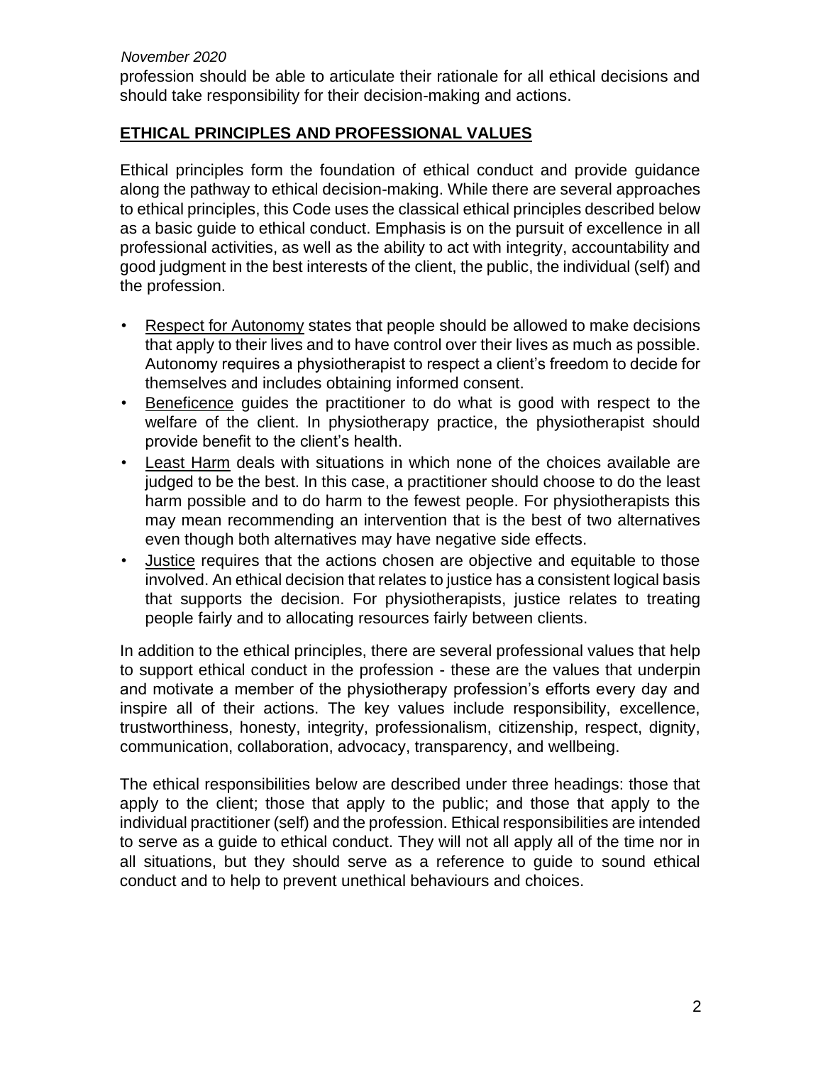profession should be able to articulate their rationale for all ethical decisions and should take responsibility for their decision-making and actions.

## ETHICAL PRINCIPLES AND PROFESSIONAL VALUES

Ethical principles form the foundation of ethical conduct and provide guidance along the pathway to ethical decision-making. While there are several approaches to ethical principles, this Code uses the classical ethical principles described below as a basic guide to ethical conduct. Emphasis is on the pursuit of excellence in all professional activities, as well as the ability to act with integrity, accountability and good judgment in the best interests of the client, the public, the individual (self) and the profession.

- Respect for Autonomy states that people should be allowed to make decisions that apply to their lives and to have control over their lives as much as possible. Autonomy requires a physiotherapist to respect a client's freedom to decide for themselves and includes obtaining informed consent.
- Beneficence guides the practitioner to do what is good with respect to the welfare of the client. In physiotherapy practice, the physiotherapist should provide benefit to the client's health.
- Least Harm deals with situations in which none of the choices available are judged to be the best. In this case, a practitioner should choose to do the least harm possible and to do harm to the fewest people. For physiotherapists this may mean recommending an intervention that is the best of two alternatives even though both alternatives may have negative side effects.
- Justice requires that the actions chosen are objective and equitable to those involved. An ethical decision that relates to justice has a consistent logical basis that supports the decision. For physiotherapists, justice relates to treating people fairly and to allocating resources fairly between clients.

In addition to the ethical principles, there are several professional values that help to support ethical conduct in the profession - these are the values that underpin and motivate a member of the physiotherapy profession's efforts every day and inspire all of their actions. The key values include responsibility, excellence, trustworthiness, honesty, integrity, professionalism, citizenship, respect, dignity, communication, collaboration, advocacy, transparency, and wellbeing.

The ethical responsibilities below are described under three headings: those that apply to the client; those that apply to the public; and those that apply to the individual practitioner (self) and the profession. Ethical responsibilities are intended to serve as a guide to ethical conduct. They will not all apply all of the time nor in all situations, but they should serve as a reference to guide to sound ethical conduct and to help to prevent unethical behaviours and choices.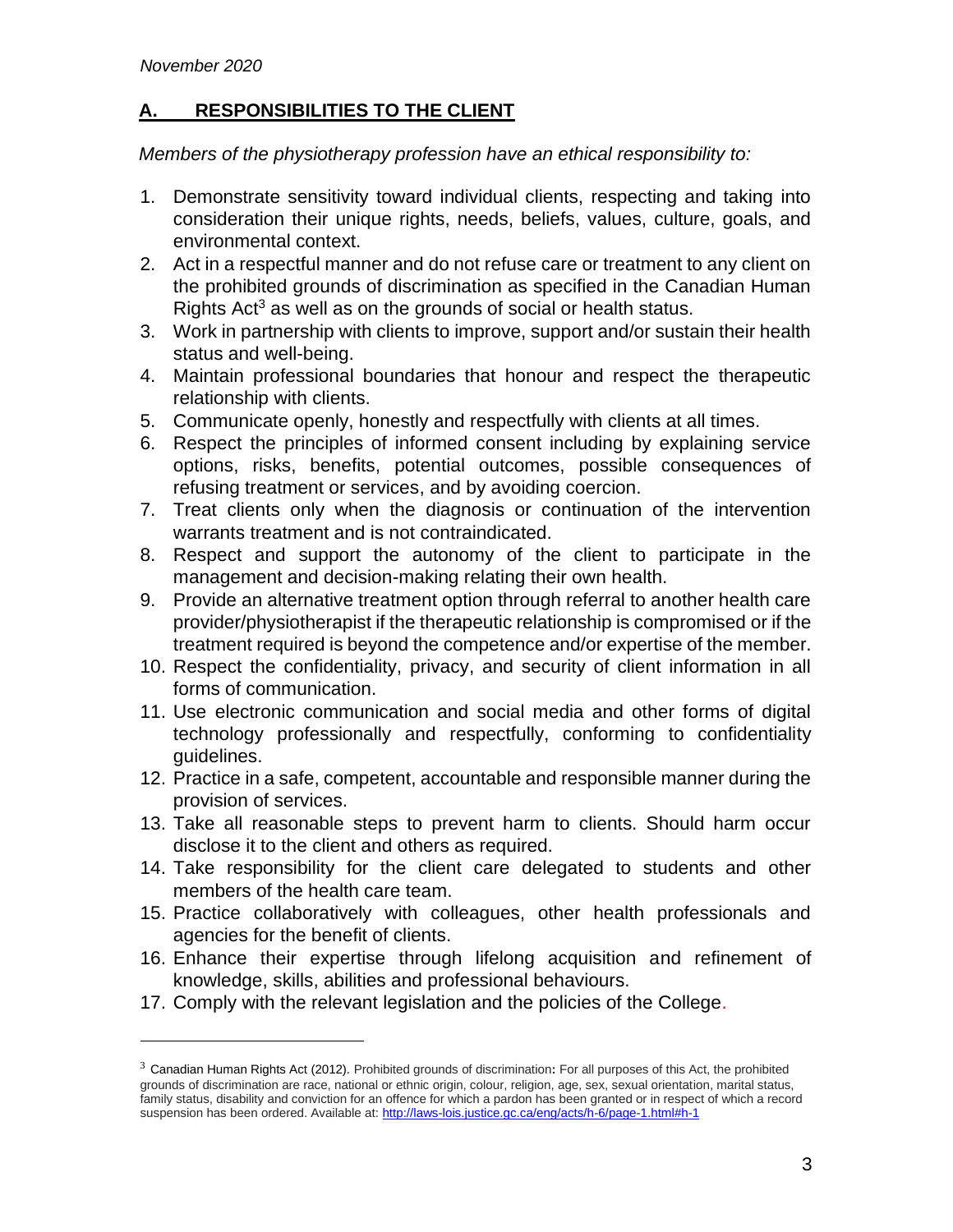*November 2020*

## A. RESPONSIBILITIES TO THE CLIENT

*Members of the physiotherapy profession have an ethical responsibility to:*

1. Demonstrate sensitivity toward individual clients, respecting and taking into consideration their unique rights, needs, beliefs, values, culture, goals, and environmental context.
2. Act in a respectful manner and do not refuse care or treatment to any client on the prohibited grounds of discrimination as specified in the Canadian Human Rights Act[3] as well as on the grounds of social or health status.
3. Work in partnership with clients to improve, support and/or sustain their health status and well-being.
4. Maintain professional boundaries that honour and respect the therapeutic relationship with clients.
5. Communicate openly, honestly and respectfully with clients at all times.
6. Respect the principles of informed consent including by explaining service options, risks, benefits, potential outcomes, possible consequences of refusing treatment or services, and by avoiding coercion.
7. Treat clients only when the diagnosis or continuation of the intervention warrants treatment and is not contraindicated.
8. Respect and support the autonomy of the client to participate in the management and decision-making relating their own health.
9. Provide an alternative treatment option through referral to another health care provider/physiotherapist if the therapeutic relationship is compromised or if the treatment required is beyond the competence and/or expertise of the member.
10. Respect the confidentiality, privacy, and security of client information in all forms of communication.
11. Use electronic communication and social media and other forms of digital technology professionally and respectfully, conforming to confidentiality guidelines.
12. Practice in a safe, competent, accountable and responsible manner during the provision of services.
13. Take all reasonable steps to prevent harm to clients. Should harm occur disclose it to the client and others as required.
14. Take responsibility for the client care delegated to students and other members of the health care team.
15. Practice collaboratively with colleagues, other health professionals and agencies for the benefit of clients.
16. Enhance their expertise through lifelong acquisition and refinement of knowledge, skills, abilities and professional behaviours.
17. Comply with the relevant legislation and the policies of the College.

---

[3] Canadian Human Rights Act (2012). Prohibited grounds of discrimination**:** For all purposes of this Act, the prohibited grounds of discrimination are race, national or ethnic origin, colour, religion, age, sex, sexual orientation, marital status, family status, disability and conviction for an offence for which a pardon has been granted or in respect of which a record suspension has been ordered. Available at: http://laws-lois.justice.gc.ca/eng/acts/h-6/page-1.html#h-1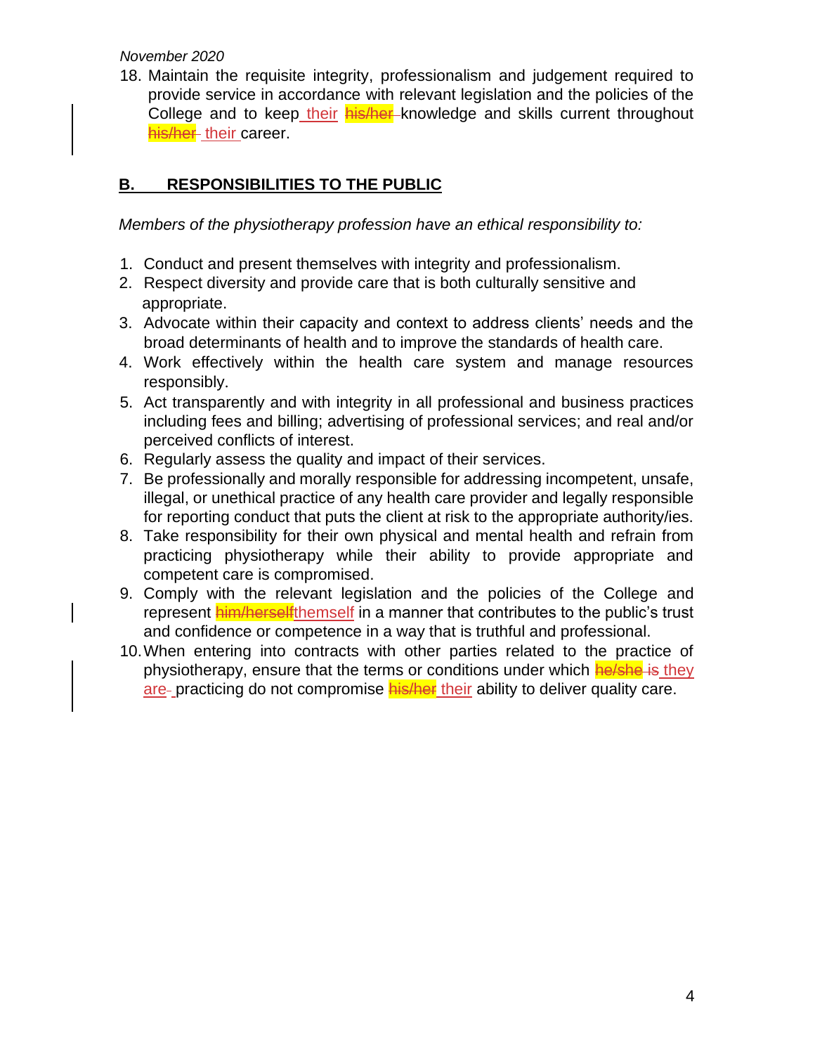18. Maintain the requisite integrity, professionalism and judgement required to provide service in accordance with relevant legislation and the policies of the College and to keep their ~~his/her~~ knowledge and skills current throughout ~~his/her~~ their career.

## B. RESPONSIBILITIES TO THE PUBLIC

*Members of the physiotherapy profession have an ethical responsibility to:*

1. Conduct and present themselves with integrity and professionalism.
2. Respect diversity and provide care that is both culturally sensitive and appropriate.
3. Advocate within their capacity and context to address clients' needs and the broad determinants of health and to improve the standards of health care.
4. Work effectively within the health care system and manage resources responsibly.
5. Act transparently and with integrity in all professional and business practices including fees and billing; advertising of professional services; and real and/or perceived conflicts of interest.
6. Regularly assess the quality and impact of their services.
7. Be professionally and morally responsible for addressing incompetent, unsafe, illegal, or unethical practice of any health care provider and legally responsible for reporting conduct that puts the client at risk to the appropriate authority/ies.
8. Take responsibility for their own physical and mental health and refrain from practicing physiotherapy while their ability to provide appropriate and competent care is compromised.
9. Comply with the relevant legislation and the policies of the College and represent ~~him/herself~~themself in a manner that contributes to the public's trust and confidence or competence in a way that is truthful and professional.
10. When entering into contracts with other parties related to the practice of physiotherapy, ensure that the terms or conditions under which ~~he/she is~~ they are practicing do not compromise ~~his/her~~ their ability to deliver quality care.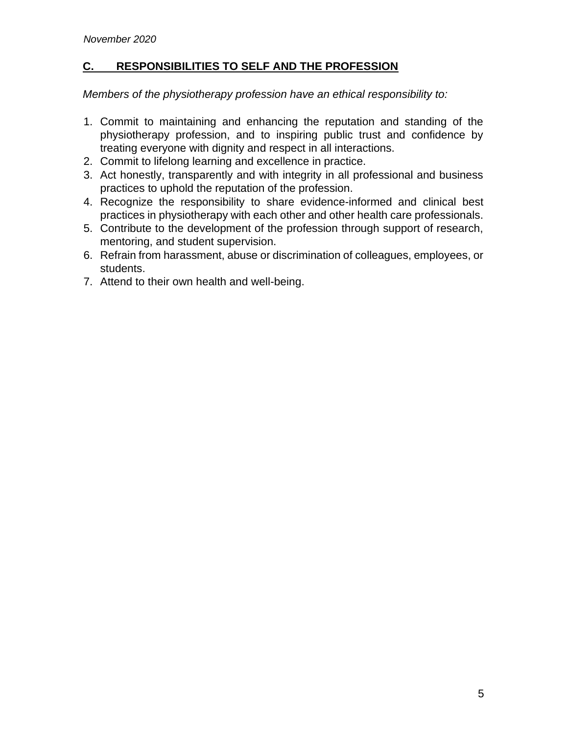## C. RESPONSIBILITIES TO SELF AND THE PROFESSION

*Members of the physiotherapy profession have an ethical responsibility to:*

1. Commit to maintaining and enhancing the reputation and standing of the physiotherapy profession, and to inspiring public trust and confidence by treating everyone with dignity and respect in all interactions.
2. Commit to lifelong learning and excellence in practice.
3. Act honestly, transparently and with integrity in all professional and business practices to uphold the reputation of the profession.
4. Recognize the responsibility to share evidence-informed and clinical best practices in physiotherapy with each other and other health care professionals.
5. Contribute to the development of the profession through support of research, mentoring, and student supervision.
6. Refrain from harassment, abuse or discrimination of colleagues, employees, or students.
7. Attend to their own health and well-being.